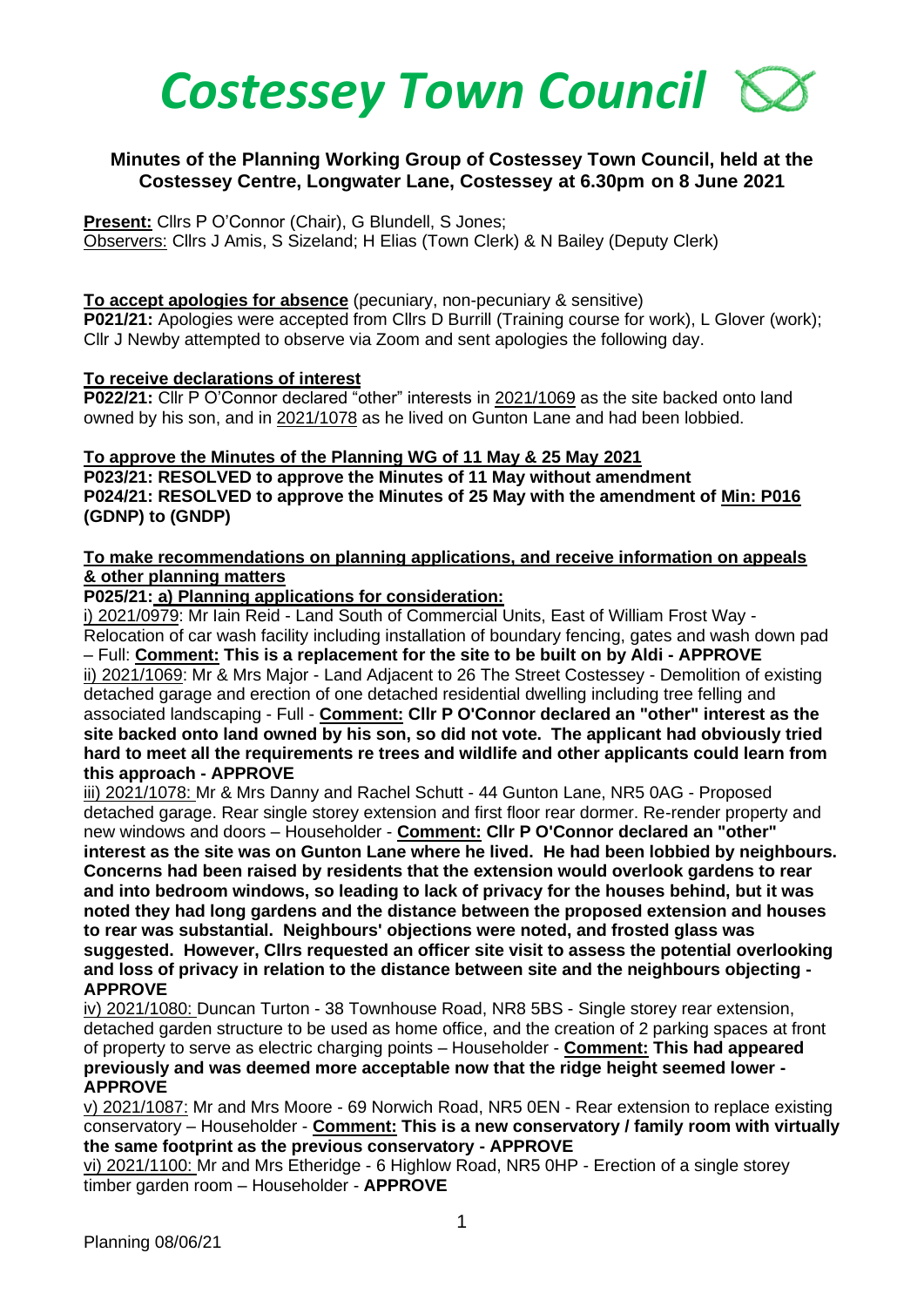# Costessey Town Council

## Minutes of the Planning Working Group of Costessey Town Council, held at the Costessey Centre, Longwater Lane, Costessey at 6.30pm on 8 June 2021

**Present:** Cllrs P O'Connor (Chair), G Blundell, S Jones;
Observers: Cllrs J Amis, S Sizeland; H Elias (Town Clerk) & N Bailey (Deputy Clerk)

**To accept apologies for absence** (pecuniary, non-pecuniary & sensitive)

**P021/21:** Apologies were accepted from Cllrs D Burrill (Training course for work), L Glover (work); Cllr J Newby attempted to observe via Zoom and sent apologies the following day.

**To receive declarations of interest**

**P022/21:** Cllr P O'Connor declared "other" interests in 2021/1069 as the site backed onto land owned by his son, and in 2021/1078 as he lived on Gunton Lane and had been lobbied.

**To approve the Minutes of the Planning WG of 11 May & 25 May 2021**

**P023/21: RESOLVED to approve the Minutes of 11 May without amendment**
**P024/21: RESOLVED to approve the Minutes of 25 May with the amendment of Min: P016 (GDNP) to (GNDP)**

**To make recommendations on planning applications, and receive information on appeals & other planning matters**

**P025/21: a) Planning applications for consideration:**

i) 2021/0979: Mr Iain Reid - Land South of Commercial Units, East of William Frost Way - Relocation of car wash facility including installation of boundary fencing, gates and wash down pad – Full: **Comment: This is a replacement for the site to be built on by Aldi - APPROVE**

ii) 2021/1069: Mr & Mrs Major - Land Adjacent to 26 The Street Costessey - Demolition of existing detached garage and erection of one detached residential dwelling including tree felling and associated landscaping - Full - **Comment: Cllr P O'Connor declared an "other" interest as the site backed onto land owned by his son, so did not vote. The applicant had obviously tried hard to meet all the requirements re trees and wildlife and other applicants could learn from this approach - APPROVE**

iii) 2021/1078: Mr & Mrs Danny and Rachel Schutt - 44 Gunton Lane, NR5 0AG - Proposed detached garage. Rear single storey extension and first floor rear dormer. Re-render property and new windows and doors – Householder - **Comment: Cllr P O'Connor declared an "other" interest as the site was on Gunton Lane where he lived. He had been lobbied by neighbours. Concerns had been raised by residents that the extension would overlook gardens to rear and into bedroom windows, so leading to lack of privacy for the houses behind, but it was noted they had long gardens and the distance between the proposed extension and houses to rear was substantial. Neighbours' objections were noted, and frosted glass was suggested. However, Cllrs requested an officer site visit to assess the potential overlooking and loss of privacy in relation to the distance between site and the neighbours objecting - APPROVE**

iv) 2021/1080: Duncan Turton - 38 Townhouse Road, NR8 5BS - Single storey rear extension, detached garden structure to be used as home office, and the creation of 2 parking spaces at front of property to serve as electric charging points – Householder - **Comment: This had appeared previously and was deemed more acceptable now that the ridge height seemed lower - APPROVE**

v) 2021/1087: Mr and Mrs Moore - 69 Norwich Road, NR5 0EN - Rear extension to replace existing conservatory – Householder - **Comment: This is a new conservatory / family room with virtually the same footprint as the previous conservatory - APPROVE**

vi) 2021/1100: Mr and Mrs Etheridge - 6 Highlow Road, NR5 0HP - Erection of a single storey timber garden room – Householder - **APPROVE**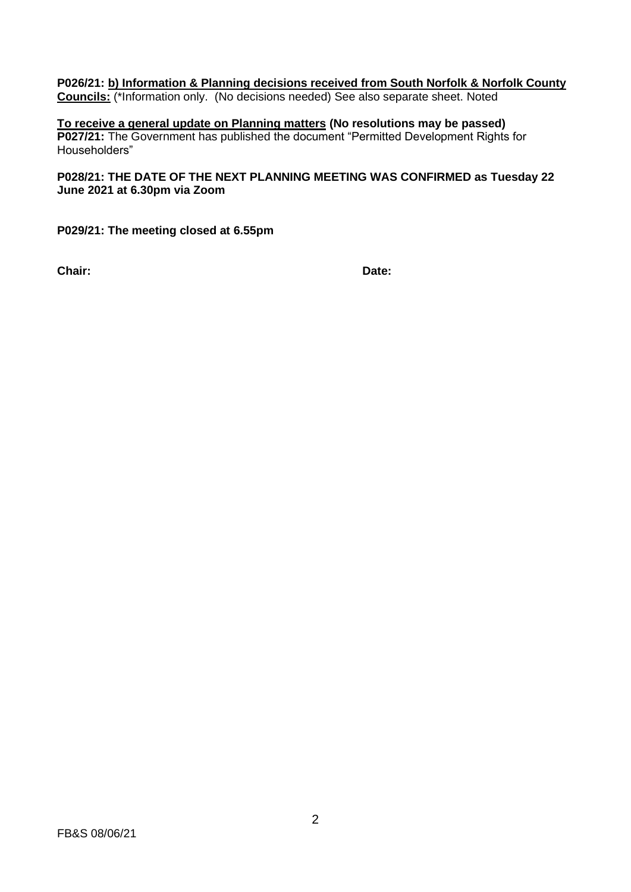**P026/21: <u>b) Information & Planning decisions received from South Norfolk & Norfolk County Councils:</u>** (*Information only. (No decisions needed) See also separate sheet. Noted

**<u>To receive a general update on Planning matters</u> (No resolutions may be passed)**
**P027/21:** The Government has published the document "Permitted Development Rights for Householders"

**P028/21: THE DATE OF THE NEXT PLANNING MEETING WAS CONFIRMED as Tuesday 22 June 2021 at 6.30pm via Zoom**

**P029/21: The meeting closed at 6.55pm**

**Chair:** **Date:**

FB&S 08/06/21